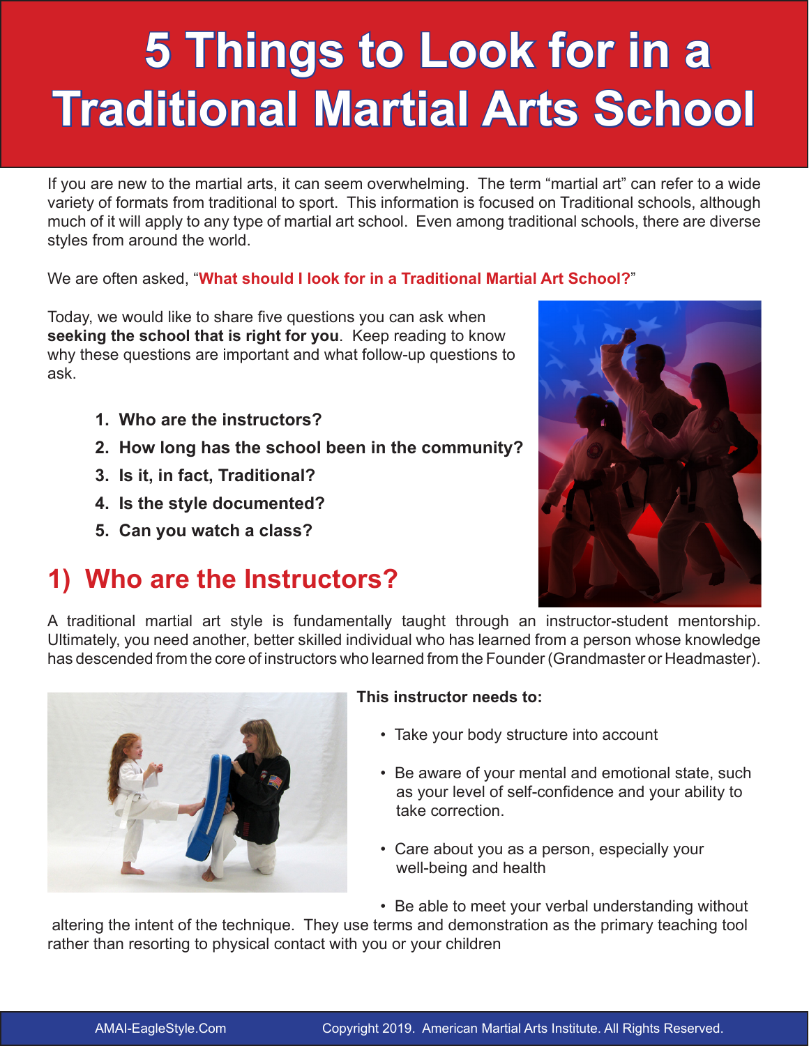# 5 Things to Look for in a Traditional Martial Arts School

If you are new to the martial arts, it can seem overwhelming. The term "martial art" can refer to a wide variety of formats from traditional to sport. This information is focused on Traditional schools, although much of it will apply to any type of martial art school. Even among traditional schools, there are diverse styles from around the world.

We are often asked, "**What should I look for in a Traditional Martial Art School?**"

Today, we would like to share five questions you can ask when **seeking the school that is right for you**. Keep reading to know why these questions are important and what follow-up questions to ask.

1. **Who are the instructors?**
2. **How long has the school been in the community?**
3. **Is it, in fact, Traditional?**
4. **Is the style documented?**
5. **Can you watch a class?**

## 1) Who are the Instructors?

A traditional martial art style is fundamentally taught through an instructor-student mentorship. Ultimately, you need another, better skilled individual who has learned from a person whose knowledge has descended from the core of instructors who learned from the Founder (Grandmaster or Headmaster).

**This instructor needs to:**

- Take your body structure into account
- Be aware of your mental and emotional state, such as your level of self-confidence and your ability to take correction.
- Care about you as a person, especially your well-being and health
- Be able to meet your verbal understanding without altering the intent of the technique. They use terms and demonstration as the primary teaching tool rather than resorting to physical contact with you or your children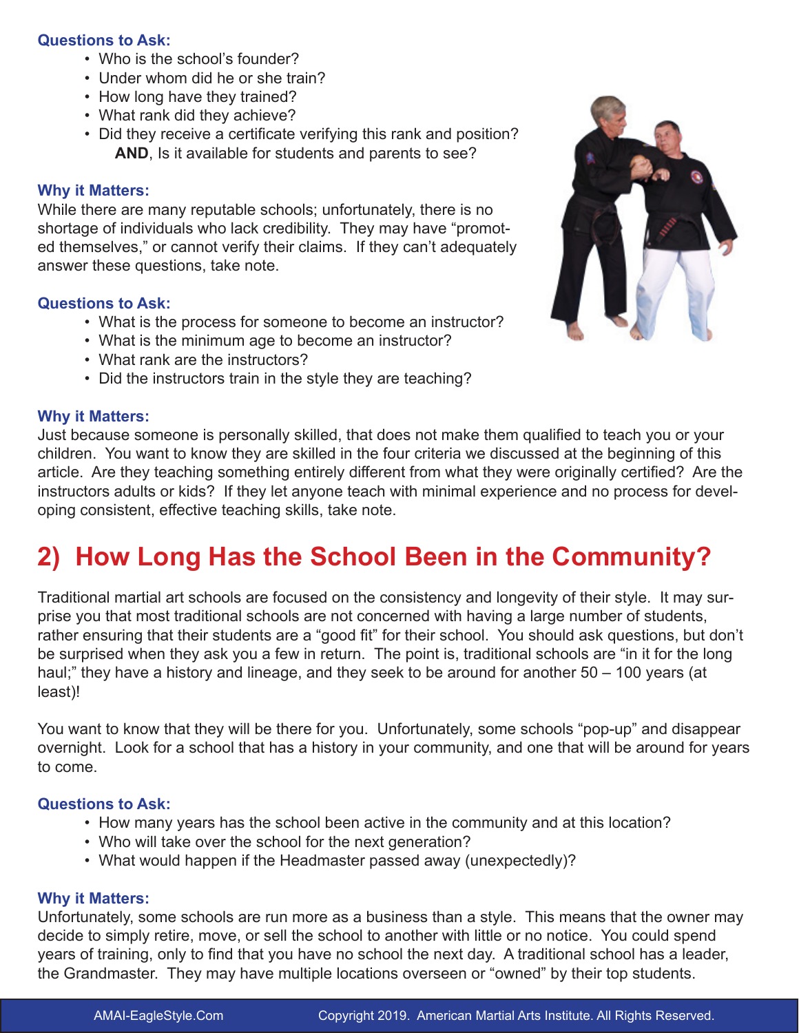**Questions to Ask:**

- Who is the school's founder?
- Under whom did he or she train?
- How long have they trained?
- What rank did they achieve?
- Did they receive a certificate verifying this rank and position? **AND**, Is it available for students and parents to see?

**Why it Matters:**

While there are many reputable schools; unfortunately, there is no shortage of individuals who lack credibility. They may have "promoted themselves," or cannot verify their claims. If they can't adequately answer these questions, take note.

**Questions to Ask:**

- What is the process for someone to become an instructor?
- What is the minimum age to become an instructor?
- What rank are the instructors?
- Did the instructors train in the style they are teaching?

**Why it Matters:**

Just because someone is personally skilled, that does not make them qualified to teach you or your children. You want to know they are skilled in the four criteria we discussed at the beginning of this article. Are they teaching something entirely different from what they were originally certified? Are the instructors adults or kids? If they let anyone teach with minimal experience and no process for developing consistent, effective teaching skills, take note.

## 2) How Long Has the School Been in the Community?

Traditional martial art schools are focused on the consistency and longevity of their style. It may surprise you that most traditional schools are not concerned with having a large number of students, rather ensuring that their students are a "good fit" for their school. You should ask questions, but don't be surprised when they ask you a few in return. The point is, traditional schools are "in it for the long haul;" they have a history and lineage, and they seek to be around for another 50 – 100 years (at least)!

You want to know that they will be there for you. Unfortunately, some schools "pop-up" and disappear overnight. Look for a school that has a history in your community, and one that will be around for years to come.

**Questions to Ask:**

- How many years has the school been active in the community and at this location?
- Who will take over the school for the next generation?
- What would happen if the Headmaster passed away (unexpectedly)?

**Why it Matters:**

Unfortunately, some schools are run more as a business than a style. This means that the owner may decide to simply retire, move, or sell the school to another with little or no notice. You could spend years of training, only to find that you have no school the next day. A traditional school has a leader, the Grandmaster. They may have multiple locations overseen or "owned" by their top students.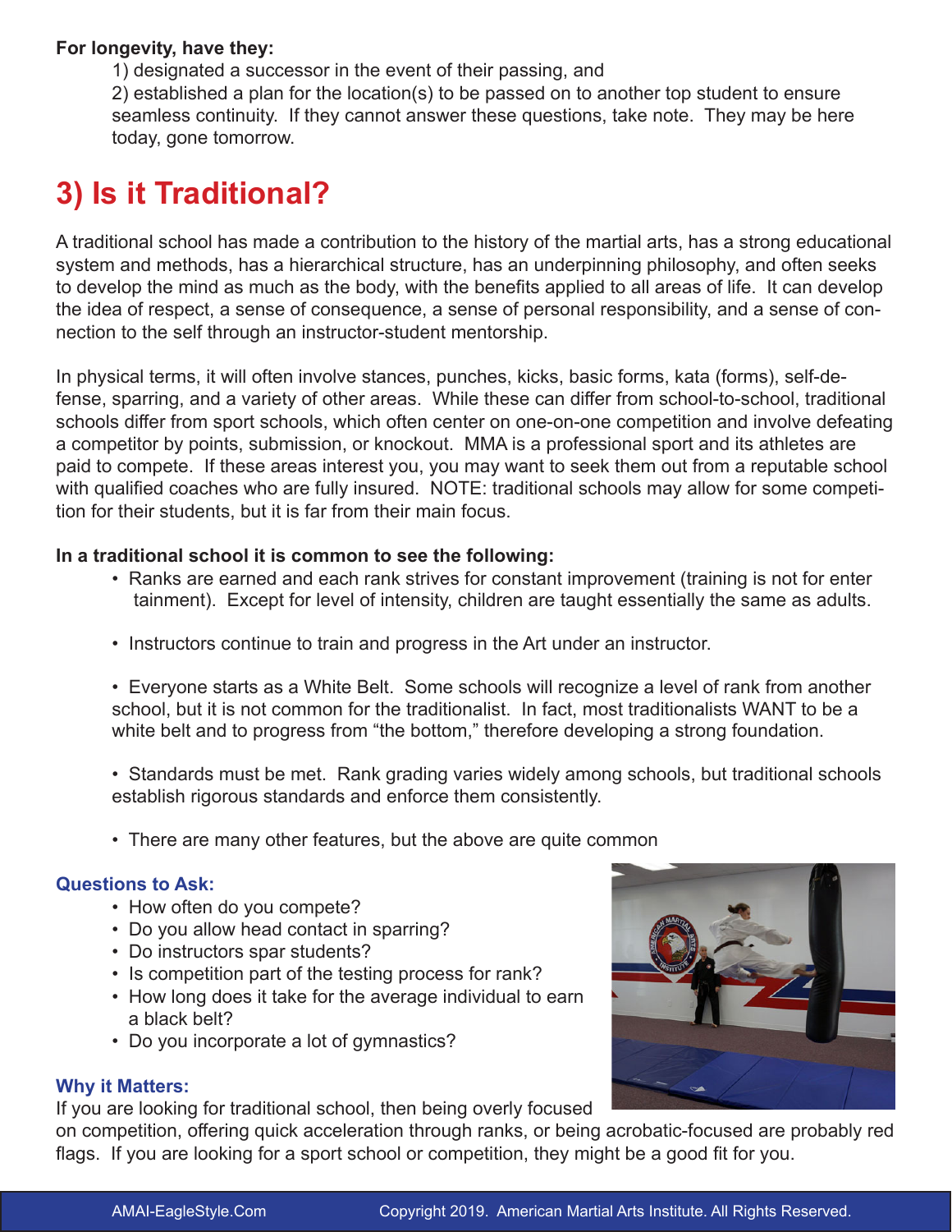**For longevity, have they:**

1) designated a successor in the event of their passing, and

2) established a plan for the location(s) to be passed on to another top student to ensure seamless continuity. If they cannot answer these questions, take note. They may be here today, gone tomorrow.

## 3) Is it Traditional?

A traditional school has made a contribution to the history of the martial arts, has a strong educational system and methods, has a hierarchical structure, has an underpinning philosophy, and often seeks to develop the mind as much as the body, with the benefits applied to all areas of life. It can develop the idea of respect, a sense of consequence, a sense of personal responsibility, and a sense of connection to the self through an instructor-student mentorship.

In physical terms, it will often involve stances, punches, kicks, basic forms, kata (forms), self-defense, sparring, and a variety of other areas. While these can differ from school-to-school, traditional schools differ from sport schools, which often center on one-on-one competition and involve defeating a competitor by points, submission, or knockout. MMA is a professional sport and its athletes are paid to compete. If these areas interest you, you may want to seek them out from a reputable school with qualified coaches who are fully insured. NOTE: traditional schools may allow for some competition for their students, but it is far from their main focus.

**In a traditional school it is common to see the following:**

- Ranks are earned and each rank strives for constant improvement (training is not for entertainment). Except for level of intensity, children are taught essentially the same as adults.
- Instructors continue to train and progress in the Art under an instructor.
- Everyone starts as a White Belt. Some schools will recognize a level of rank from another school, but it is not common for the traditionalist. In fact, most traditionalists WANT to be a white belt and to progress from "the bottom," therefore developing a strong foundation.
- Standards must be met. Rank grading varies widely among schools, but traditional schools establish rigorous standards and enforce them consistently.
- There are many other features, but the above are quite common

### Questions to Ask:

- How often do you compete?
- Do you allow head contact in sparring?
- Do instructors spar students?
- Is competition part of the testing process for rank?
- How long does it take for the average individual to earn a black belt?
- Do you incorporate a lot of gymnastics?

### Why it Matters:

If you are looking for traditional school, then being overly focused on competition, offering quick acceleration through ranks, or being acrobatic-focused are probably red flags. If you are looking for a sport school or competition, they might be a good fit for you.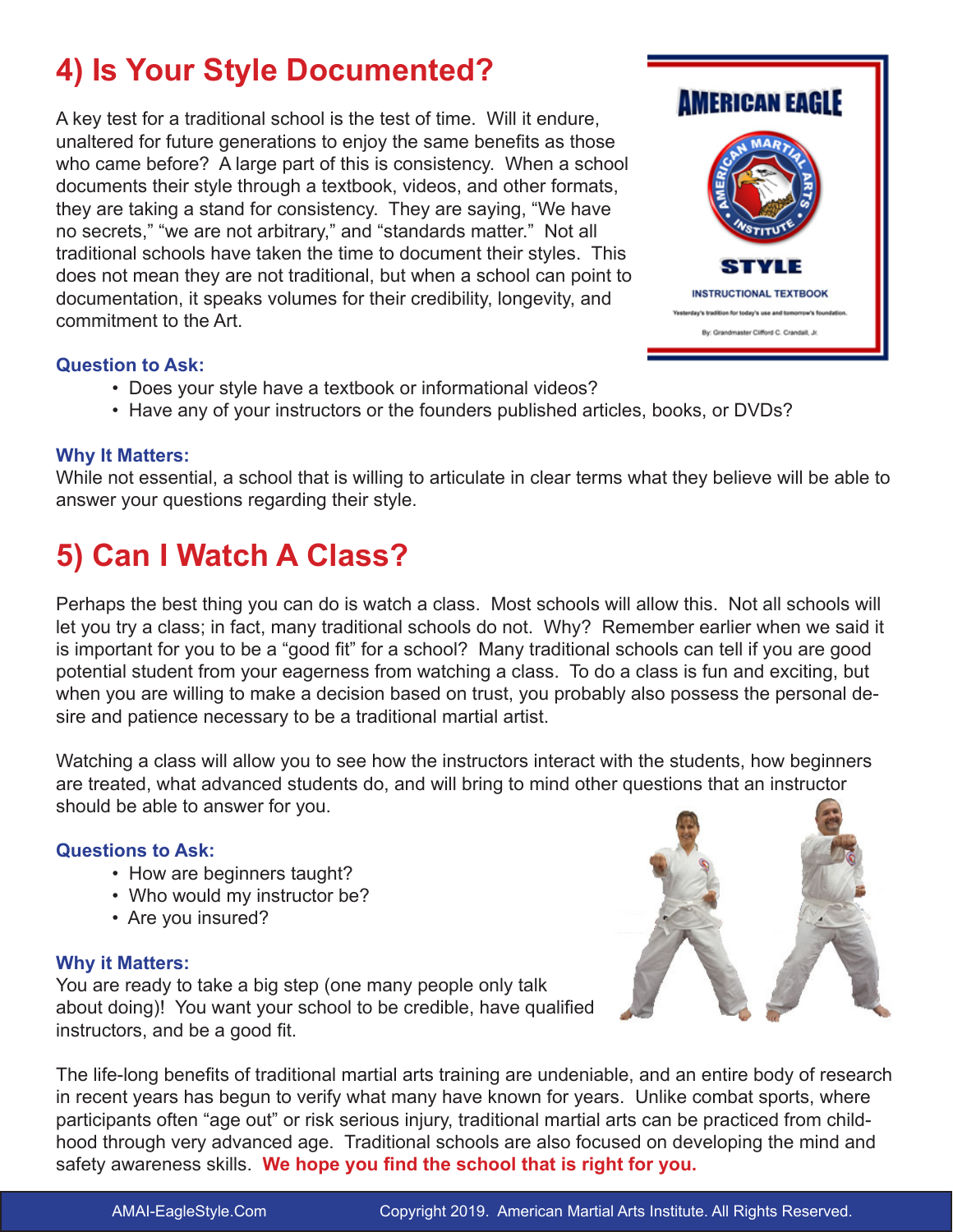## 4) Is Your Style Documented?

A key test for a traditional school is the test of time. Will it endure, unaltered for future generations to enjoy the same benefits as those who came before? A large part of this is consistency. When a school documents their style through a textbook, videos, and other formats, they are taking a stand for consistency. They are saying, "We have no secrets," "we are not arbitrary," and "standards matter." Not all traditional schools have taken the time to document their styles. This does not mean they are not traditional, but when a school can point to documentation, it speaks volumes for their credibility, longevity, and commitment to the Art.

**Question to Ask:**

- Does your style have a textbook or informational videos?
- Have any of your instructors or the founders published articles, books, or DVDs?

**Why It Matters:**

While not essential, a school that is willing to articulate in clear terms what they believe will be able to answer your questions regarding their style.

## 5) Can I Watch A Class?

Perhaps the best thing you can do is watch a class. Most schools will allow this. Not all schools will let you try a class; in fact, many traditional schools do not. Why? Remember earlier when we said it is important for you to be a "good fit" for a school? Many traditional schools can tell if you are good potential student from your eagerness from watching a class. To do a class is fun and exciting, but when you are willing to make a decision based on trust, you probably also possess the personal desire and patience necessary to be a traditional martial artist.

Watching a class will allow you to see how the instructors interact with the students, how beginners are treated, what advanced students do, and will bring to mind other questions that an instructor should be able to answer for you.

**Questions to Ask:**

- How are beginners taught?
- Who would my instructor be?
- Are you insured?

**Why it Matters:**

You are ready to take a big step (one many people only talk about doing)! You want your school to be credible, have qualified instructors, and be a good fit.

The life-long benefits of traditional martial arts training are undeniable, and an entire body of research in recent years has begun to verify what many have known for years. Unlike combat sports, where participants often "age out" or risk serious injury, traditional martial arts can be practiced from childhood through very advanced age. Traditional schools are also focused on developing the mind and safety awareness skills. **We hope you find the school that is right for you.**

AMAI-EagleStyle.Com Copyright 2019. American Martial Arts Institute. All Rights Reserved.